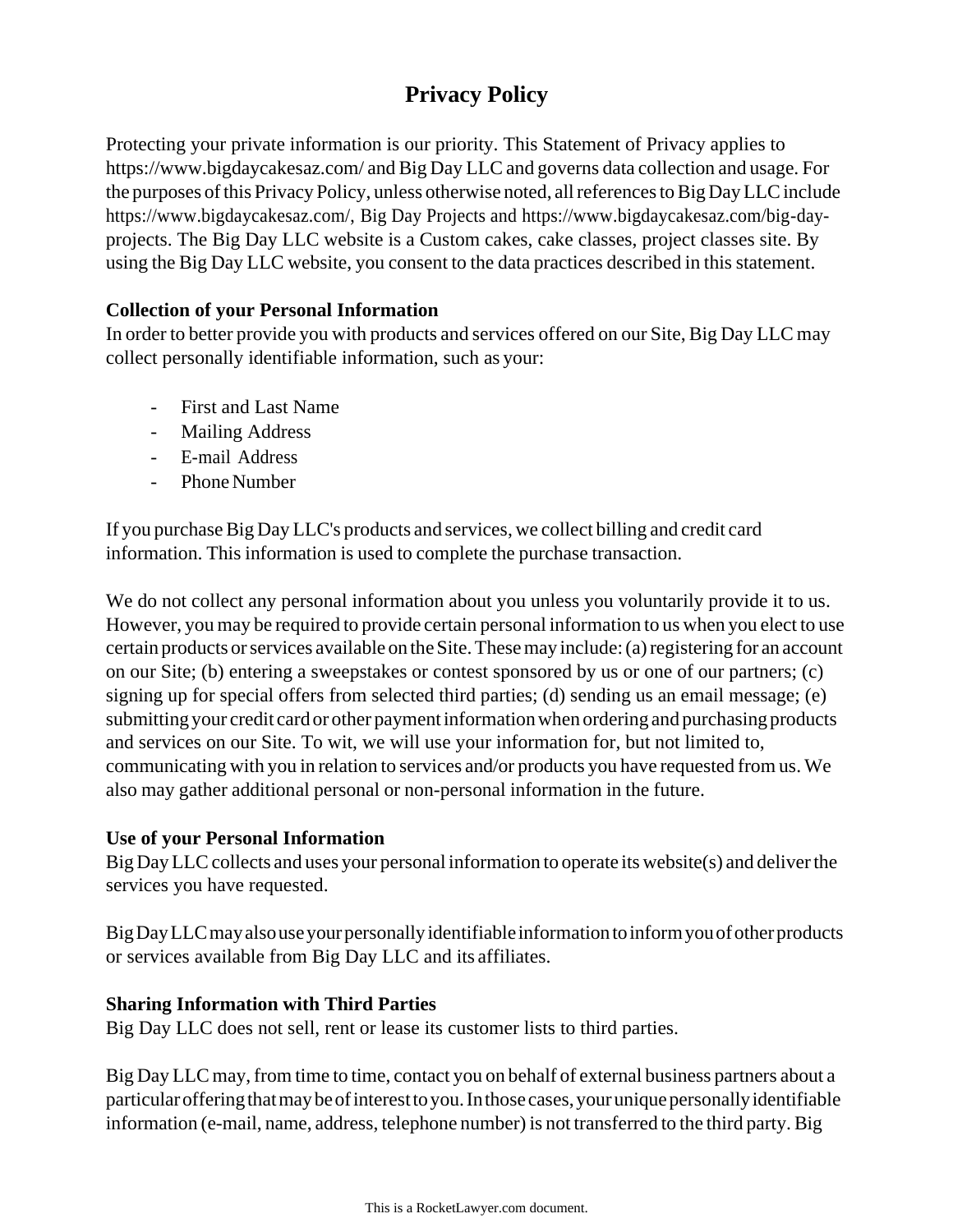# Privacy Policy

Protecting your private information is our priority. This Statement of Privacy applies to https://www.bigdaycakesaz.com/ and Big Day LLC and governs data collection and usage. For the purposes of this Privacy Policy, unless otherwise noted, all references to Big Day LLC include https://www.bigdaycakesaz.com/, Big Day Projects and https://www.bigdaycakesaz.com/big-day-projects. The Big Day LLC website is a Custom cakes, cake classes, project classes site. By using the Big Day LLC website, you consent to the data practices described in this statement.

**Collection of your Personal Information**

In order to better provide you with products and services offered on our Site, Big Day LLC may collect personally identifiable information, such as your:

- First and Last Name
- Mailing Address
- E-mail Address
- Phone Number

If you purchase Big Day LLC's products and services, we collect billing and credit card information. This information is used to complete the purchase transaction.

We do not collect any personal information about you unless you voluntarily provide it to us. However, you may be required to provide certain personal information to us when you elect to use certain products or services available on the Site. These may include: (a) registering for an account on our Site; (b) entering a sweepstakes or contest sponsored by us or one of our partners; (c) signing up for special offers from selected third parties; (d) sending us an email message; (e) submitting your credit card or other payment information when ordering and purchasing products and services on our Site. To wit, we will use your information for, but not limited to, communicating with you in relation to services and/or products you have requested from us. We also may gather additional personal or non-personal information in the future.

**Use of your Personal Information**

Big Day LLC collects and uses your personal information to operate its website(s) and deliver the services you have requested.

Big Day LLC may also use your personally identifiable information to inform you of other products or services available from Big Day LLC and its affiliates.

**Sharing Information with Third Parties**

Big Day LLC does not sell, rent or lease its customer lists to third parties.

Big Day LLC may, from time to time, contact you on behalf of external business partners about a particular offering that may be of interest to you. In those cases, your unique personally identifiable information (e-mail, name, address, telephone number) is not transferred to the third party. Big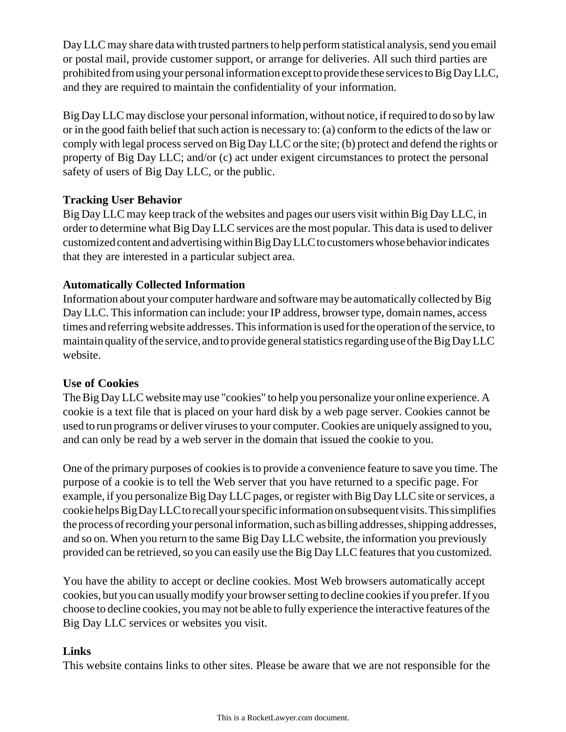Day LLC may share data with trusted partners to help perform statistical analysis, send you email or postal mail, provide customer support, or arrange for deliveries. All such third parties are prohibited from using your personal information except to provide these services to Big Day LLC, and they are required to maintain the confidentiality of your information.

Big Day LLC may disclose your personal information, without notice, if required to do so by law or in the good faith belief that such action is necessary to: (a) conform to the edicts of the law or comply with legal process served on Big Day LLC or the site; (b) protect and defend the rights or property of Big Day LLC; and/or (c) act under exigent circumstances to protect the personal safety of users of Big Day LLC, or the public.

**Tracking User Behavior**

Big Day LLC may keep track of the websites and pages our users visit within Big Day LLC, in order to determine what Big Day LLC services are the most popular. This data is used to deliver customized content and advertising within Big Day LLC to customers whose behavior indicates that they are interested in a particular subject area.

**Automatically Collected Information**

Information about your computer hardware and software may be automatically collected by Big Day LLC. This information can include: your IP address, browser type, domain names, access times and referring website addresses. This information is used for the operation of the service, to maintain quality of the service, and to provide general statistics regarding use of the Big Day LLC website.

**Use of Cookies**

The Big Day LLC website may use "cookies" to help you personalize your online experience. A cookie is a text file that is placed on your hard disk by a web page server. Cookies cannot be used to run programs or deliver viruses to your computer. Cookies are uniquely assigned to you, and can only be read by a web server in the domain that issued the cookie to you.

One of the primary purposes of cookies is to provide a convenience feature to save you time. The purpose of a cookie is to tell the Web server that you have returned to a specific page. For example, if you personalize Big Day LLC pages, or register with Big Day LLC site or services, a cookie helps Big Day LLC to recall your specific information on subsequent visits. This simplifies the process of recording your personal information, such as billing addresses, shipping addresses, and so on. When you return to the same Big Day LLC website, the information you previously provided can be retrieved, so you can easily use the Big Day LLC features that you customized.

You have the ability to accept or decline cookies. Most Web browsers automatically accept cookies, but you can usually modify your browser setting to decline cookies if you prefer. If you choose to decline cookies, you may not be able to fully experience the interactive features of the Big Day LLC services or websites you visit.

**Links**

This website contains links to other sites. Please be aware that we are not responsible for the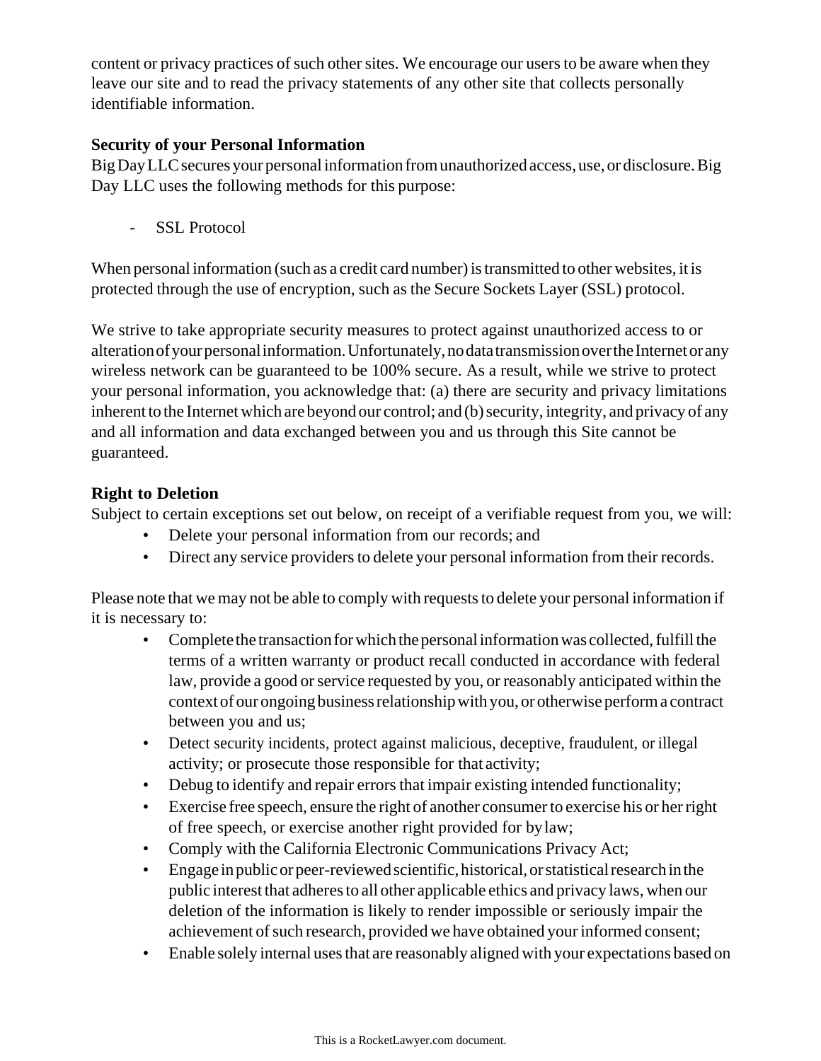content or privacy practices of such other sites. We encourage our users to be aware when they leave our site and to read the privacy statements of any other site that collects personally identifiable information.

**Security of your Personal Information**

Big Day LLC secures your personal information from unauthorized access, use, or disclosure. Big Day LLC uses the following methods for this purpose:

- SSL Protocol

When personal information (such as a credit card number) is transmitted to other websites, it is protected through the use of encryption, such as the Secure Sockets Layer (SSL) protocol.

We strive to take appropriate security measures to protect against unauthorized access to or alteration of your personal information. Unfortunately, no data transmission over the Internet or any wireless network can be guaranteed to be 100% secure. As a result, while we strive to protect your personal information, you acknowledge that: (a) there are security and privacy limitations inherent to the Internet which are beyond our control; and (b) security, integrity, and privacy of any and all information and data exchanged between you and us through this Site cannot be guaranteed.

**Right to Deletion**

Subject to certain exceptions set out below, on receipt of a verifiable request from you, we will:

- Delete your personal information from our records; and
- Direct any service providers to delete your personal information from their records.

Please note that we may not be able to comply with requests to delete your personal information if it is necessary to:

- Complete the transaction for which the personal information was collected, fulfill the terms of a written warranty or product recall conducted in accordance with federal law, provide a good or service requested by you, or reasonably anticipated within the context of our ongoing business relationship with you, or otherwise perform a contract between you and us;
- Detect security incidents, protect against malicious, deceptive, fraudulent, or illegal activity; or prosecute those responsible for that activity;
- Debug to identify and repair errors that impair existing intended functionality;
- Exercise free speech, ensure the right of another consumer to exercise his or her right of free speech, or exercise another right provided for by law;
- Comply with the California Electronic Communications Privacy Act;
- Engage in public or peer-reviewed scientific, historical, or statistical research in the public interest that adheres to all other applicable ethics and privacy laws, when our deletion of the information is likely to render impossible or seriously impair the achievement of such research, provided we have obtained your informed consent;
- Enable solely internal uses that are reasonably aligned with your expectations based on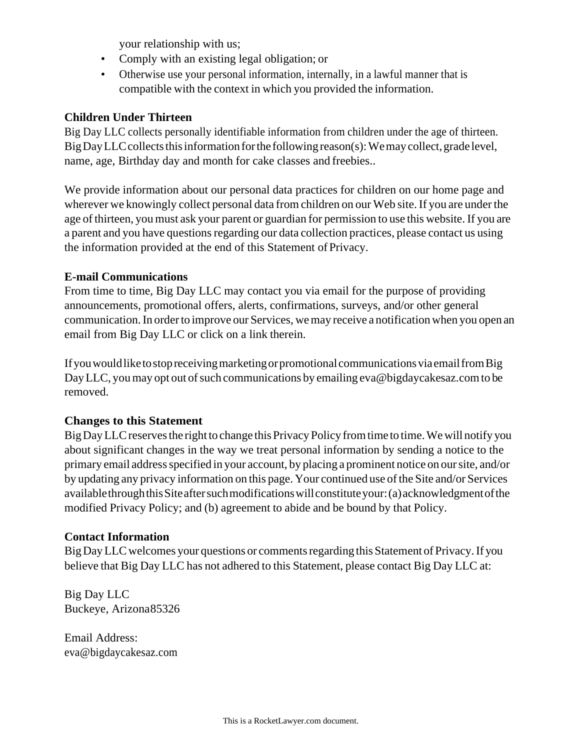your relationship with us;

- Comply with an existing legal obligation; or
- Otherwise use your personal information, internally, in a lawful manner that is compatible with the context in which you provided the information.

**Children Under Thirteen**

Big Day LLC collects personally identifiable information from children under the age of thirteen. Big Day LLC collects this information for the following reason(s): We may collect, grade level, name, age, Birthday day and month for cake classes and freebies..

We provide information about our personal data practices for children on our home page and wherever we knowingly collect personal data from children on our Web site. If you are under the age of thirteen, you must ask your parent or guardian for permission to use this website. If you are a parent and you have questions regarding our data collection practices, please contact us using the information provided at the end of this Statement of Privacy.

**E-mail Communications**

From time to time, Big Day LLC may contact you via email for the purpose of providing announcements, promotional offers, alerts, confirmations, surveys, and/or other general communication. In order to improve our Services, we may receive a notification when you open an email from Big Day LLC or click on a link therein.

If you would like to stop receiving marketing or promotional communications via email from Big Day LLC, you may opt out of such communications by emailing eva@bigdaycakesaz.com to be removed.

**Changes to this Statement**

Big Day LLC reserves the right to change this Privacy Policy from time to time. We will notify you about significant changes in the way we treat personal information by sending a notice to the primary email address specified in your account, by placing a prominent notice on our site, and/or by updating any privacy information on this page. Your continued use of the Site and/or Services available through this Site after such modifications will constitute your: (a) acknowledgment of the modified Privacy Policy; and (b) agreement to abide and be bound by that Policy.

**Contact Information**

Big Day LLC welcomes your questions or comments regarding this Statement of Privacy. If you believe that Big Day LLC has not adhered to this Statement, please contact Big Day LLC at:

Big Day LLC
Buckeye, Arizona 85326

Email Address:
eva@bigdaycakesaz.com

This is a RocketLawyer.com document.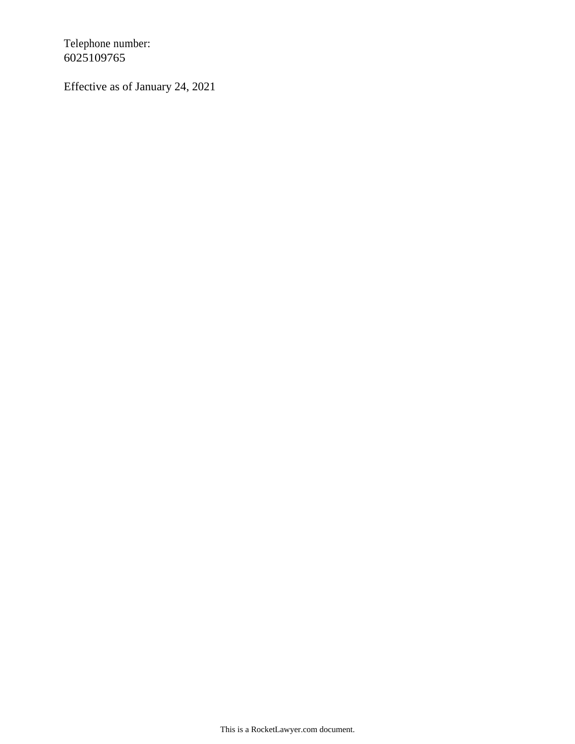Telephone number:
6025109765

Effective as of January 24, 2021